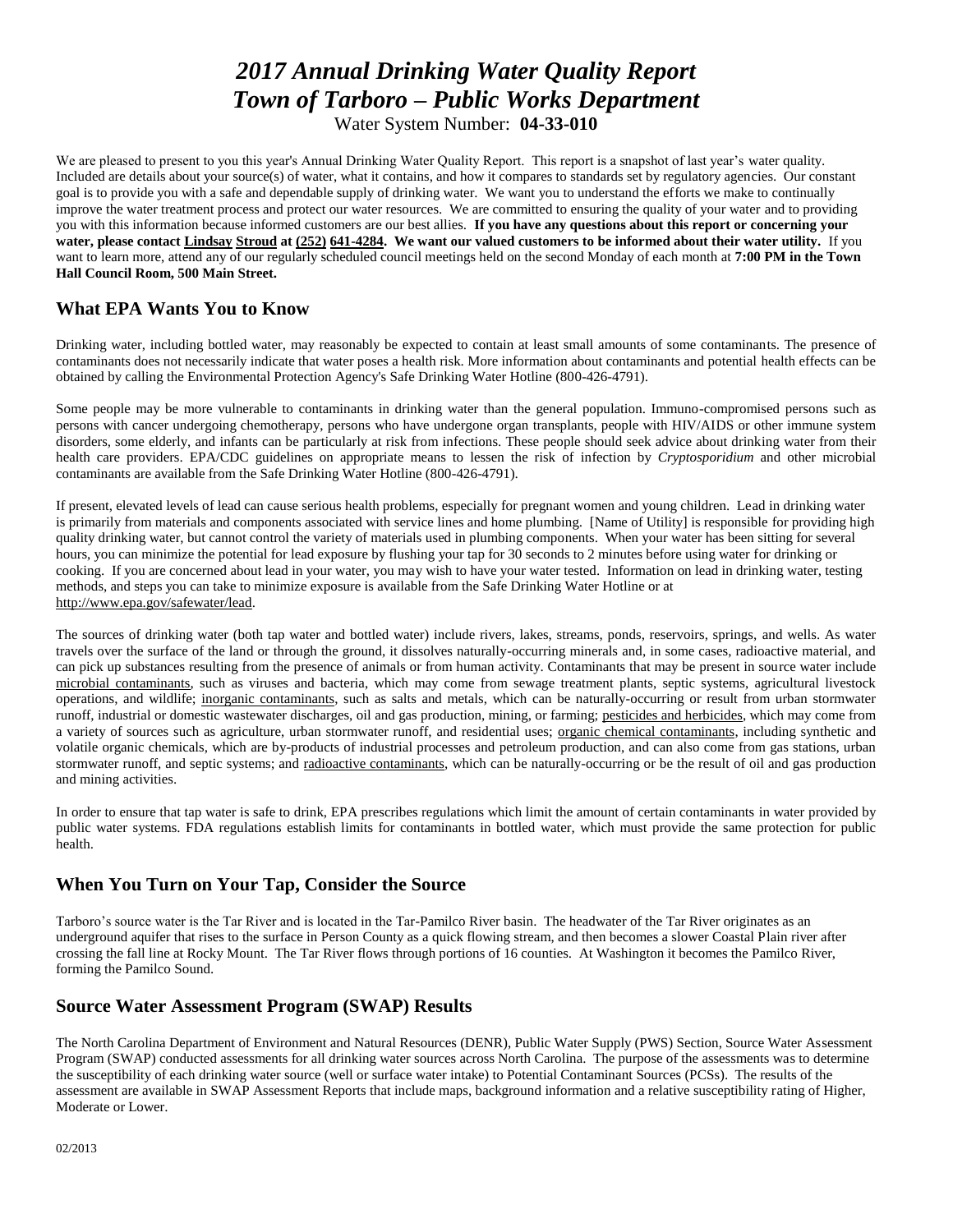# *2017 Annual Drinking Water Quality Report*
# *Town of Tarboro – Public Works Department*

Water System Number: **04-33-010**

We are pleased to present to you this year's Annual Drinking Water Quality Report. This report is a snapshot of last year's water quality. Included are details about your source(s) of water, what it contains, and how it compares to standards set by regulatory agencies. Our constant goal is to provide you with a safe and dependable supply of drinking water. We want you to understand the efforts we make to continually improve the water treatment process and protect our water resources. We are committed to ensuring the quality of your water and to providing you with this information because informed customers are our best allies. **If you have any questions about this report or concerning your water, please contact Lindsay Stroud at (252) 641-4284. We want our valued customers to be informed about their water utility.** If you want to learn more, attend any of our regularly scheduled council meetings held on the second Monday of each month at **7:00 PM in the Town Hall Council Room, 500 Main Street.**

## What EPA Wants You to Know

Drinking water, including bottled water, may reasonably be expected to contain at least small amounts of some contaminants. The presence of contaminants does not necessarily indicate that water poses a health risk. More information about contaminants and potential health effects can be obtained by calling the Environmental Protection Agency's Safe Drinking Water Hotline (800-426-4791).

Some people may be more vulnerable to contaminants in drinking water than the general population. Immuno-compromised persons such as persons with cancer undergoing chemotherapy, persons who have undergone organ transplants, people with HIV/AIDS or other immune system disorders, some elderly, and infants can be particularly at risk from infections. These people should seek advice about drinking water from their health care providers. EPA/CDC guidelines on appropriate means to lessen the risk of infection by *Cryptosporidium* and other microbial contaminants are available from the Safe Drinking Water Hotline (800-426-4791).

If present, elevated levels of lead can cause serious health problems, especially for pregnant women and young children. Lead in drinking water is primarily from materials and components associated with service lines and home plumbing. [Name of Utility] is responsible for providing high quality drinking water, but cannot control the variety of materials used in plumbing components. When your water has been sitting for several hours, you can minimize the potential for lead exposure by flushing your tap for 30 seconds to 2 minutes before using water for drinking or cooking. If you are concerned about lead in your water, you may wish to have your water tested. Information on lead in drinking water, testing methods, and steps you can take to minimize exposure is available from the Safe Drinking Water Hotline or at http://www.epa.gov/safewater/lead.

The sources of drinking water (both tap water and bottled water) include rivers, lakes, streams, ponds, reservoirs, springs, and wells. As water travels over the surface of the land or through the ground, it dissolves naturally-occurring minerals and, in some cases, radioactive material, and can pick up substances resulting from the presence of animals or from human activity. Contaminants that may be present in source water include microbial contaminants, such as viruses and bacteria, which may come from sewage treatment plants, septic systems, agricultural livestock operations, and wildlife; inorganic contaminants, such as salts and metals, which can be naturally-occurring or result from urban stormwater runoff, industrial or domestic wastewater discharges, oil and gas production, mining, or farming; pesticides and herbicides, which may come from a variety of sources such as agriculture, urban stormwater runoff, and residential uses; organic chemical contaminants, including synthetic and volatile organic chemicals, which are by-products of industrial processes and petroleum production, and can also come from gas stations, urban stormwater runoff, and septic systems; and radioactive contaminants, which can be naturally-occurring or be the result of oil and gas production and mining activities.

In order to ensure that tap water is safe to drink, EPA prescribes regulations which limit the amount of certain contaminants in water provided by public water systems. FDA regulations establish limits for contaminants in bottled water, which must provide the same protection for public health.

## When You Turn on Your Tap, Consider the Source

Tarboro's source water is the Tar River and is located in the Tar-Pamilco River basin. The headwater of the Tar River originates as an underground aquifer that rises to the surface in Person County as a quick flowing stream, and then becomes a slower Coastal Plain river after crossing the fall line at Rocky Mount. The Tar River flows through portions of 16 counties. At Washington it becomes the Pamilco River, forming the Pamilco Sound.

## Source Water Assessment Program (SWAP) Results

The North Carolina Department of Environment and Natural Resources (DENR), Public Water Supply (PWS) Section, Source Water Assessment Program (SWAP) conducted assessments for all drinking water sources across North Carolina. The purpose of the assessments was to determine the susceptibility of each drinking water source (well or surface water intake) to Potential Contaminant Sources (PCSs). The results of the assessment are available in SWAP Assessment Reports that include maps, background information and a relative susceptibility rating of Higher, Moderate or Lower.

02/2013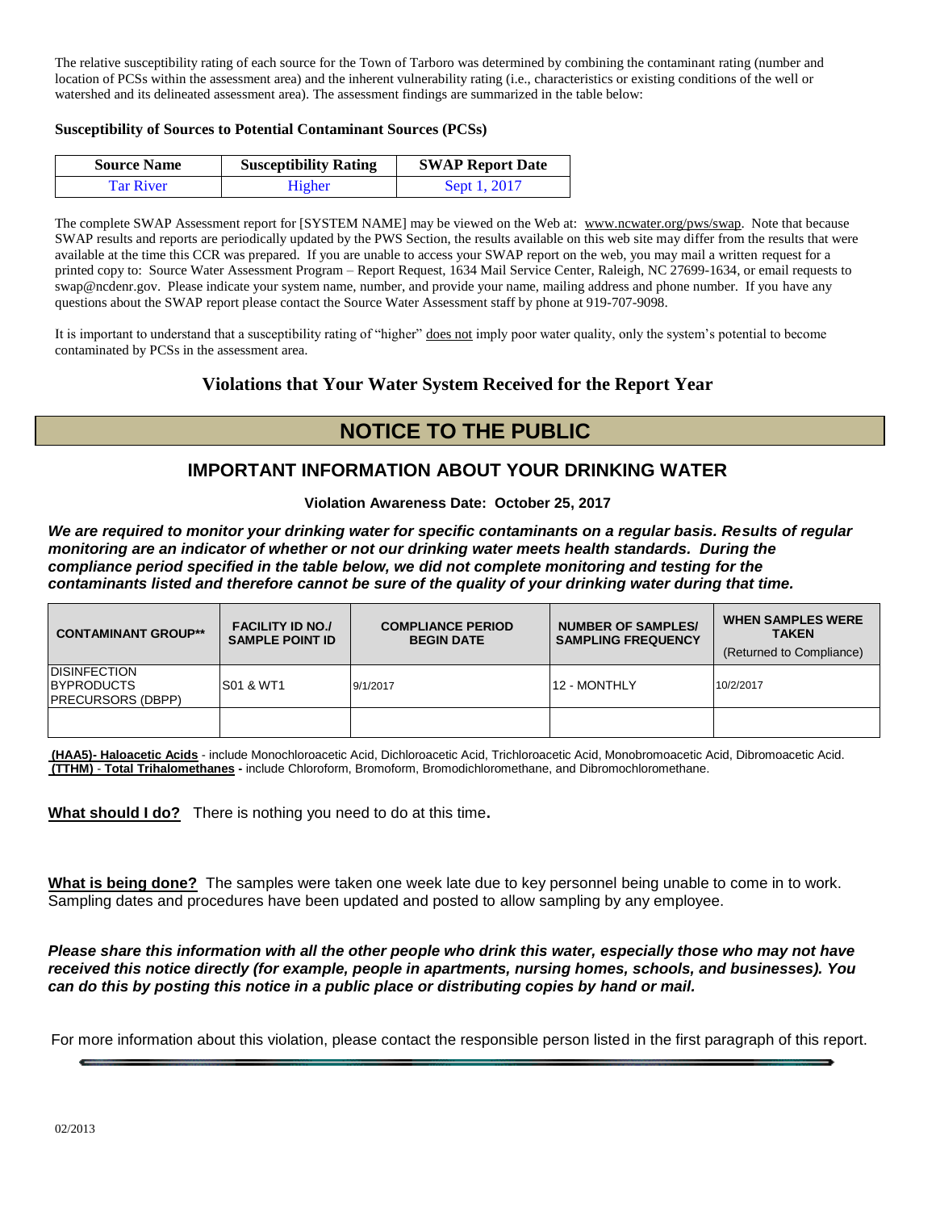The relative susceptibility rating of each source for the Town of Tarboro was determined by combining the contaminant rating (number and location of PCSs within the assessment area) and the inherent vulnerability rating (i.e., characteristics or existing conditions of the well or watershed and its delineated assessment area). The assessment findings are summarized in the table below:

**Susceptibility of Sources to Potential Contaminant Sources (PCSs)**

| Source Name | Susceptibility Rating | SWAP Report Date |
|---|---|---|
| Tar River | Higher | Sept 1, 2017 |

The complete SWAP Assessment report for [SYSTEM NAME] may be viewed on the Web at: www.ncwater.org/pws/swap. Note that because SWAP results and reports are periodically updated by the PWS Section, the results available on this web site may differ from the results that were available at the time this CCR was prepared. If you are unable to access your SWAP report on the web, you may mail a written request for a printed copy to: Source Water Assessment Program – Report Request, 1634 Mail Service Center, Raleigh, NC 27699-1634, or email requests to swap@ncdenr.gov. Please indicate your system name, number, and provide your name, mailing address and phone number. If you have any questions about the SWAP report please contact the Source Water Assessment staff by phone at 919-707-9098.

It is important to understand that a susceptibility rating of "higher" does not imply poor water quality, only the system's potential to become contaminated by PCSs in the assessment area.

## Violations that Your Water System Received for the Report Year

# NOTICE TO THE PUBLIC

## IMPORTANT INFORMATION ABOUT YOUR DRINKING WATER

**Violation Awareness Date: October 25, 2017**

***We are required to monitor your drinking water for specific contaminants on a regular basis. Results of regular monitoring are an indicator of whether or not our drinking water meets health standards. During the compliance period specified in the table below, we did not complete monitoring and testing for the contaminants listed and therefore cannot be sure of the quality of your drinking water during that time.***

| CONTAMINANT GROUP** | FACILITY ID NO./ SAMPLE POINT ID | COMPLIANCE PERIOD BEGIN DATE | NUMBER OF SAMPLES/ SAMPLING FREQUENCY | WHEN SAMPLES WERE TAKEN (Returned to Compliance) |
|---|---|---|---|---|
| DISINFECTION BYPRODUCTS PRECURSORS (DBPP) | S01 & WT1 | 9/1/2017 | 12 - MONTHLY | 10/2/2017 |
| | | | | |

**(HAA5)- Haloacetic Acids** - include Monochloroacetic Acid, Dichloroacetic Acid, Trichloroacetic Acid, Monobromoacetic Acid, Dibromoacetic Acid.
**(TTHM) - Total Trihalomethanes -** include Chloroform, Bromoform, Bromodichloromethane, and Dibromochloromethane.

**What should I do?** There is nothing you need to do at this time**.**

**What is being done?** The samples were taken one week late due to key personnel being unable to come in to work. Sampling dates and procedures have been updated and posted to allow sampling by any employee.

***Please share this information with all the other people who drink this water, especially those who may not have received this notice directly (for example, people in apartments, nursing homes, schools, and businesses). You can do this by posting this notice in a public place or distributing copies by hand or mail.***

For more information about this violation, please contact the responsible person listed in the first paragraph of this report.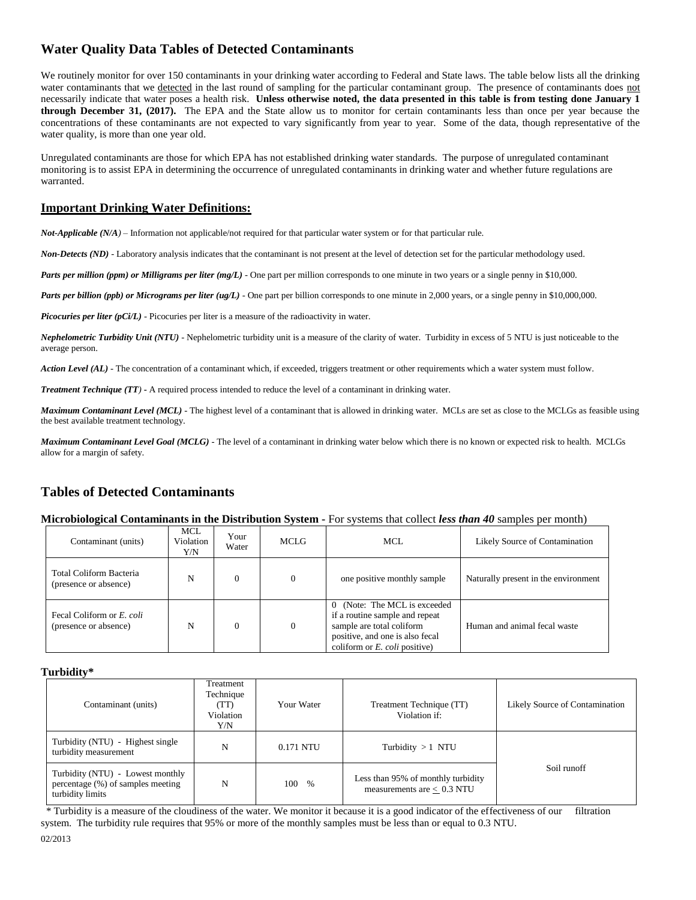## Water Quality Data Tables of Detected Contaminants

We routinely monitor for over 150 contaminants in your drinking water according to Federal and State laws. The table below lists all the drinking water contaminants that we detected in the last round of sampling for the particular contaminant group. The presence of contaminants does not necessarily indicate that water poses a health risk. **Unless otherwise noted, the data presented in this table is from testing done January 1 through December 31, (2017).** The EPA and the State allow us to monitor for certain contaminants less than once per year because the concentrations of these contaminants are not expected to vary significantly from year to year. Some of the data, though representative of the water quality, is more than one year old.

Unregulated contaminants are those for which EPA has not established drinking water standards. The purpose of unregulated contaminant monitoring is to assist EPA in determining the occurrence of unregulated contaminants in drinking water and whether future regulations are warranted.

### Important Drinking Water Definitions:

***Not-Applicable (N/A)*** – Information not applicable/not required for that particular water system or for that particular rule.

***Non-Detects (ND)*** - Laboratory analysis indicates that the contaminant is not present at the level of detection set for the particular methodology used.

***Parts per million (ppm) or Milligrams per liter (mg/L)*** - One part per million corresponds to one minute in two years or a single penny in $10,000.

***Parts per billion (ppb) or Micrograms per liter (ug/L)*** - One part per billion corresponds to one minute in 2,000 years, or a single penny in $10,000,000.

***Picocuries per liter (pCi/L)*** - Picocuries per liter is a measure of the radioactivity in water.

***Nephelometric Turbidity Unit (NTU)*** - Nephelometric turbidity unit is a measure of the clarity of water. Turbidity in excess of 5 NTU is just noticeable to the average person.

***Action Level (AL)*** - The concentration of a contaminant which, if exceeded, triggers treatment or other requirements which a water system must follow.

***Treatment Technique (TT)*** - A required process intended to reduce the level of a contaminant in drinking water.

***Maximum Contaminant Level (MCL)*** - The highest level of a contaminant that is allowed in drinking water. MCLs are set as close to the MCLGs as feasible using the best available treatment technology.

***Maximum Contaminant Level Goal (MCLG)*** - The level of a contaminant in drinking water below which there is no known or expected risk to health. MCLGs allow for a margin of safety.

## Tables of Detected Contaminants

**Microbiological Contaminants in the Distribution System -** For systems that collect ***less than 40*** samples per month)

| Contaminant (units) | MCL Violation Y/N | Your Water | MCLG | MCL | Likely Source of Contamination |
|---|---|---|---|---|---|
| Total Coliform Bacteria (presence or absence) | N | 0 | 0 | one positive monthly sample | Naturally present in the environment |
| Fecal Coliform or *E. coli* (presence or absence) | N | 0 | 0 | 0 (Note: The MCL is exceeded if a routine sample and repeat sample are total coliform positive, and one is also fecal coliform or *E. coli* positive) | Human and animal fecal waste |

**Turbidity***

| Contaminant (units) | Treatment Technique (TT) Violation Y/N | Your Water | Treatment Technique (TT) Violation if: | Likely Source of Contamination |
|---|---|---|---|---|
| Turbidity (NTU) - Highest single turbidity measurement | N | 0.171 NTU | Turbidity > 1 NTU | Soil runoff |
| Turbidity (NTU) - Lowest monthly percentage (%) of samples meeting turbidity limits | N | 100 % | Less than 95% of monthly turbidity measurements are ≤ 0.3 NTU | |

* Turbidity is a measure of the cloudiness of the water. We monitor it because it is a good indicator of the effectiveness of our filtration system. The turbidity rule requires that 95% or more of the monthly samples must be less than or equal to 0.3 NTU.

02/2013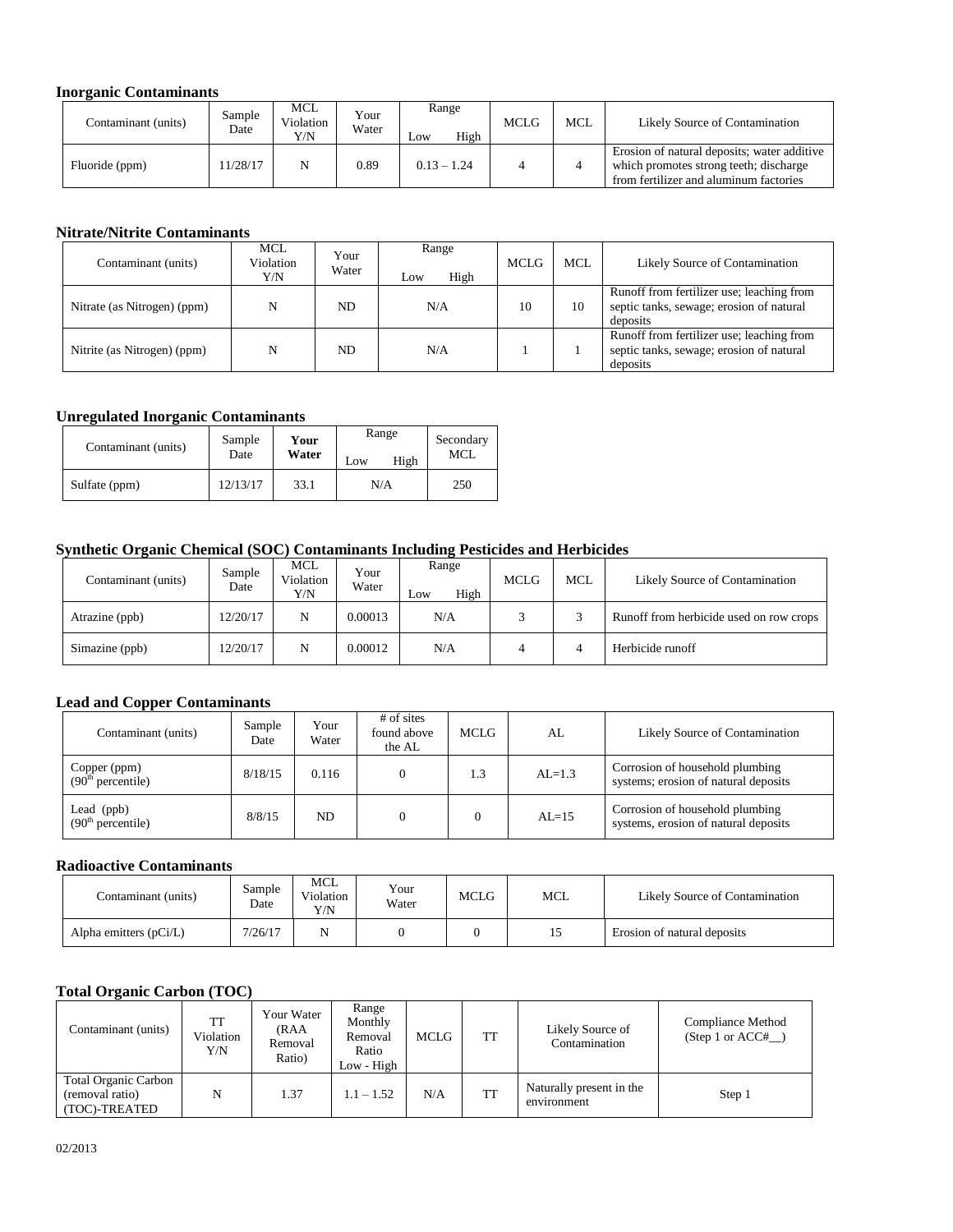### Inorganic Contaminants

| Contaminant (units) | Sample Date | MCL Violation Y/N | Your Water | Range Low High | MCLG | MCL | Likely Source of Contamination |
|---|---|---|---|---|---|---|---|
| Fluoride (ppm) | 11/28/17 | N | 0.89 | 0.13 – 1.24 | 4 | 4 | Erosion of natural deposits; water additive which promotes strong teeth; discharge from fertilizer and aluminum factories |

### Nitrate/Nitrite Contaminants

| Contaminant (units) | MCL Violation Y/N | Your Water | Range Low High | MCLG | MCL | Likely Source of Contamination |
|---|---|---|---|---|---|---|
| Nitrate (as Nitrogen) (ppm) | N | ND | N/A | 10 | 10 | Runoff from fertilizer use; leaching from septic tanks, sewage; erosion of natural deposits |
| Nitrite (as Nitrogen) (ppm) | N | ND | N/A | 1 | 1 | Runoff from fertilizer use; leaching from septic tanks, sewage; erosion of natural deposits |

### Unregulated Inorganic Contaminants

| Contaminant (units) | Sample Date | **Your Water** | Range Low High | Secondary MCL |
|---|---|---|---|---|
| Sulfate (ppm) | 12/13/17 | 33.1 | N/A | 250 |

### Synthetic Organic Chemical (SOC) Contaminants Including Pesticides and Herbicides

| Contaminant (units) | Sample Date | MCL Violation Y/N | Your Water | Range Low High | MCLG | MCL | Likely Source of Contamination |
|---|---|---|---|---|---|---|---|
| Atrazine (ppb) | 12/20/17 | N | 0.00013 | N/A | 3 | 3 | Runoff from herbicide used on row crops |
| Simazine (ppb) | 12/20/17 | N | 0.00012 | N/A | 4 | 4 | Herbicide runoff |

### Lead and Copper Contaminants

| Contaminant (units) | Sample Date | Your Water | # of sites found above the AL | MCLG | AL | Likely Source of Contamination |
|---|---|---|---|---|---|---|
| Copper (ppm) (90th percentile) | 8/18/15 | 0.116 | 0 | 1.3 | AL=1.3 | Corrosion of household plumbing systems; erosion of natural deposits |
| Lead (ppb) (90th percentile) | 8/8/15 | ND | 0 | 0 | AL=15 | Corrosion of household plumbing systems, erosion of natural deposits |

### Radioactive Contaminants

| Contaminant (units) | Sample Date | MCL Violation Y/N | Your Water | MCLG | MCL | Likely Source of Contamination |
|---|---|---|---|---|---|---|
| Alpha emitters (pCi/L) | 7/26/17 | N | 0 | 0 | 15 | Erosion of natural deposits |

### Total Organic Carbon (TOC)

| Contaminant (units) | TT Violation Y/N | Your Water (RAA Removal Ratio) | Range Monthly Removal Ratio Low - High | MCLG | TT | Likely Source of Contamination | Compliance Method (Step 1 or ACC#__) |
|---|---|---|---|---|---|---|---|
| Total Organic Carbon (removal ratio) (TOC)-TREATED | N | 1.37 | 1.1 – 1.52 | N/A | TT | Naturally present in the environment | Step 1 |

02/2013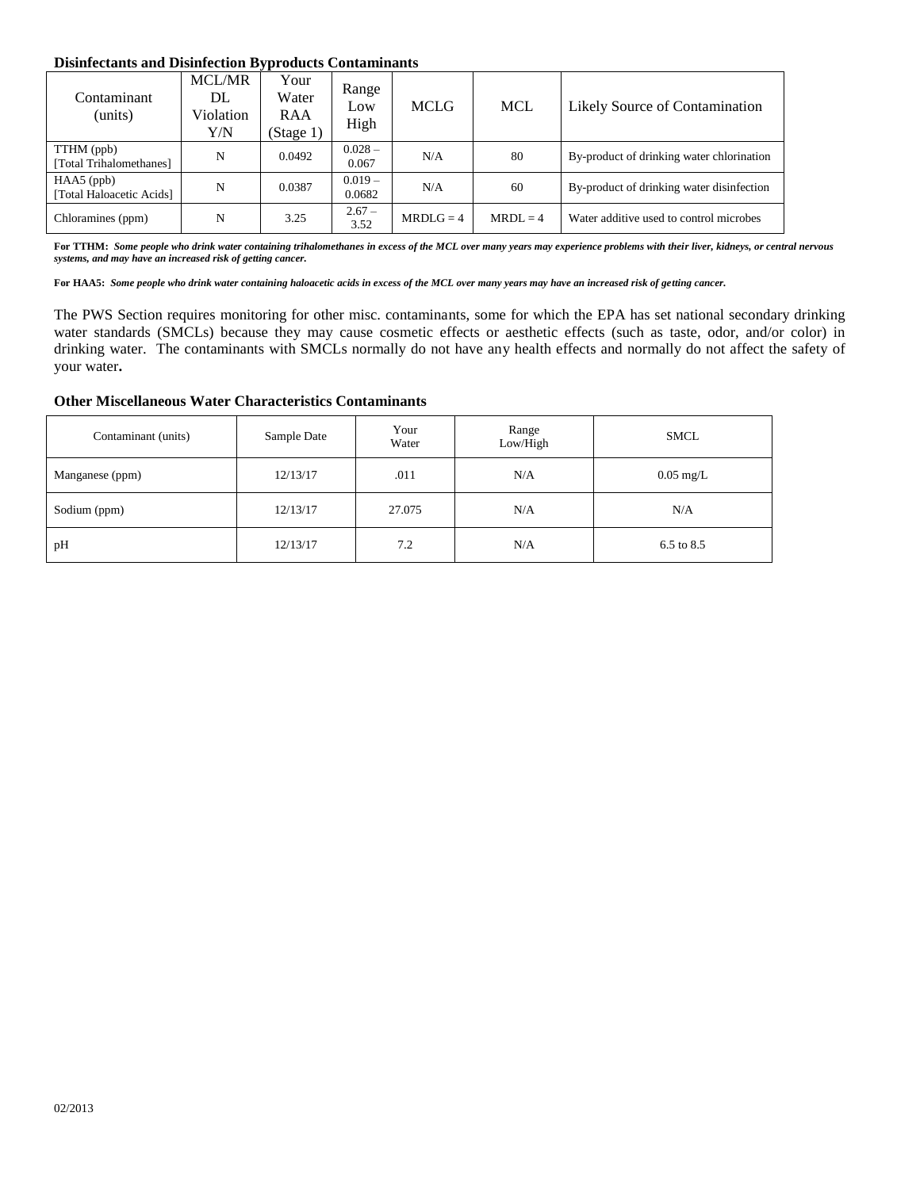**Disinfectants and Disinfection Byproducts Contaminants**

| Contaminant (units) | MCL/MRDL Violation Y/N | Your Water RAA (Stage 1) | Range Low High | MCLG | MCL | Likely Source of Contamination |
|---|---|---|---|---|---|---|
| TTHM (ppb) [Total Trihalomethanes] | N | 0.0492 | 0.028 – 0.067 | N/A | 80 | By-product of drinking water chlorination |
| HAA5 (ppb) [Total Haloacetic Acids] | N | 0.0387 | 0.019 – 0.0682 | N/A | 60 | By-product of drinking water disinfection |
| Chloramines (ppm) | N | 3.25 | 2.67 – 3.52 | MRDLG = 4 | MRDL = 4 | Water additive used to control microbes |

**For TTHM:** ***Some people who drink water containing trihalomethanes in excess of the MCL over many years may experience problems with their liver, kidneys, or central nervous systems, and may have an increased risk of getting cancer.***

**For HAA5:** ***Some people who drink water containing haloacetic acids in excess of the MCL over many years may have an increased risk of getting cancer.***

The PWS Section requires monitoring for other misc. contaminants, some for which the EPA has set national secondary drinking water standards (SMCLs) because they may cause cosmetic effects or aesthetic effects (such as taste, odor, and/or color) in drinking water. The contaminants with SMCLs normally do not have any health effects and normally do not affect the safety of your water**.**

**Other Miscellaneous Water Characteristics Contaminants**

| Contaminant (units) | Sample Date | Your Water | Range Low/High | SMCL |
|---|---|---|---|---|
| Manganese (ppm) | 12/13/17 | .011 | N/A | 0.05 mg/L |
| Sodium (ppm) | 12/13/17 | 27.075 | N/A | N/A |
| pH | 12/13/17 | 7.2 | N/A | 6.5 to 8.5 |

02/2013